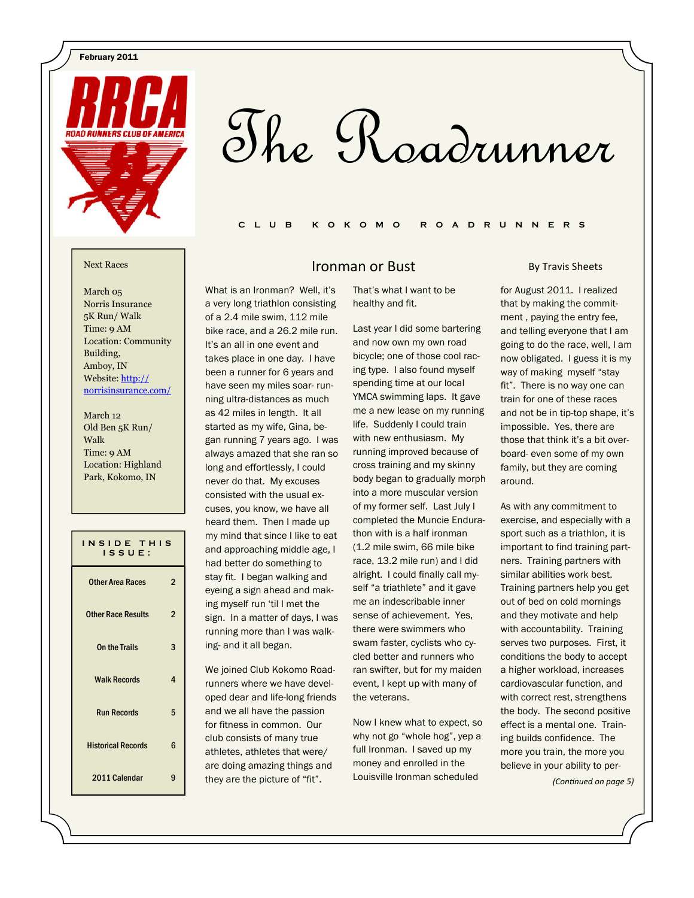February 2011

# The Roadrunner

C L U B K O K O M O R O A D R U N N E R S

Next Races

March 05
Norris Insurance
5K Run/ Walk
Time: 9 AM
Location: Community Building,
Amboy, IN
Website: http://norrisinsurance.com/

March 12
Old Ben 5K Run/ Walk
Time: 9 AM
Location: Highland Park, Kokomo, IN

**INSIDE THIS ISSUE:**

| | |
|---|---|
| Other Area Races | 2 |
| Other Race Results | 2 |
| On the Trails | 3 |
| Walk Records | 4 |
| Run Records | 5 |
| Historical Records | 6 |
| 2011 Calendar | 9 |

## Ironman or Bust

By Travis Sheets

What is an Ironman? Well, it's a very long triathlon consisting of a 2.4 mile swim, 112 mile bike race, and a 26.2 mile run. It's an all in one event and takes place in one day. I have been a runner for 6 years and have seen my miles soar- running ultra-distances as much as 42 miles in length. It all started as my wife, Gina, began running 7 years ago. I was always amazed that she ran so long and effortlessly, I could never do that. My excuses consisted with the usual excuses, you know, we have all heard them. Then I made up my mind that since I like to eat and approaching middle age, I had better do something to stay fit. I began walking and eyeing a sign ahead and making myself run 'til I met the sign. In a matter of days, I was running more than I was walking- and it all began.

We joined Club Kokomo Roadrunners where we have developed dear and life-long friends and we all have the passion for fitness in common. Our club consists of many true athletes, athletes that were/ are doing amazing things and they are the picture of "fit". That's what I want to be healthy and fit.

Last year I did some bartering and now own my own road bicycle; one of those cool racing type. I also found myself spending time at our local YMCA swimming laps. It gave me a new lease on my running life. Suddenly I could train with new enthusiasm. My running improved because of cross training and my skinny body began to gradually morph into a more muscular version of my former self. Last July I completed the Muncie Endurathon with is a half ironman (1.2 mile swim, 66 mile bike race, 13.2 mile run) and I did alright. I could finally call myself "a triathlete" and it gave me an indescribable inner sense of achievement. Yes, there were swimmers who swam faster, cyclists who cycled faster and runners who ran swifter, but for my maiden event, I kept up with many of the veterans.

Now I knew what to expect, so why not go "whole hog", yep a full Ironman. I saved up my money and enrolled in the Louisville Ironman scheduled for August 2011. I realized that by making the commitment , paying the entry fee, and telling everyone that I am going to do the race, well, I am now obligated. I guess it is my way of making myself "stay fit". There is no way one can train for one of these races and not be in tip-top shape, it's impossible. Yes, there are those that think it's a bit overboard- even some of my own family, but they are coming around.

As with any commitment to exercise, and especially with a sport such as a triathlon, it is important to find training partners. Training partners with similar abilities work best. Training partners help you get out of bed on cold mornings and they motivate and help with accountability. Training serves two purposes. First, it conditions the body to accept a higher workload, increases cardiovascular function, and with correct rest, strengthens the body. The second positive effect is a mental one. Training builds confidence. The more you train, the more you believe in your ability to per-

*(Continued on page 5)*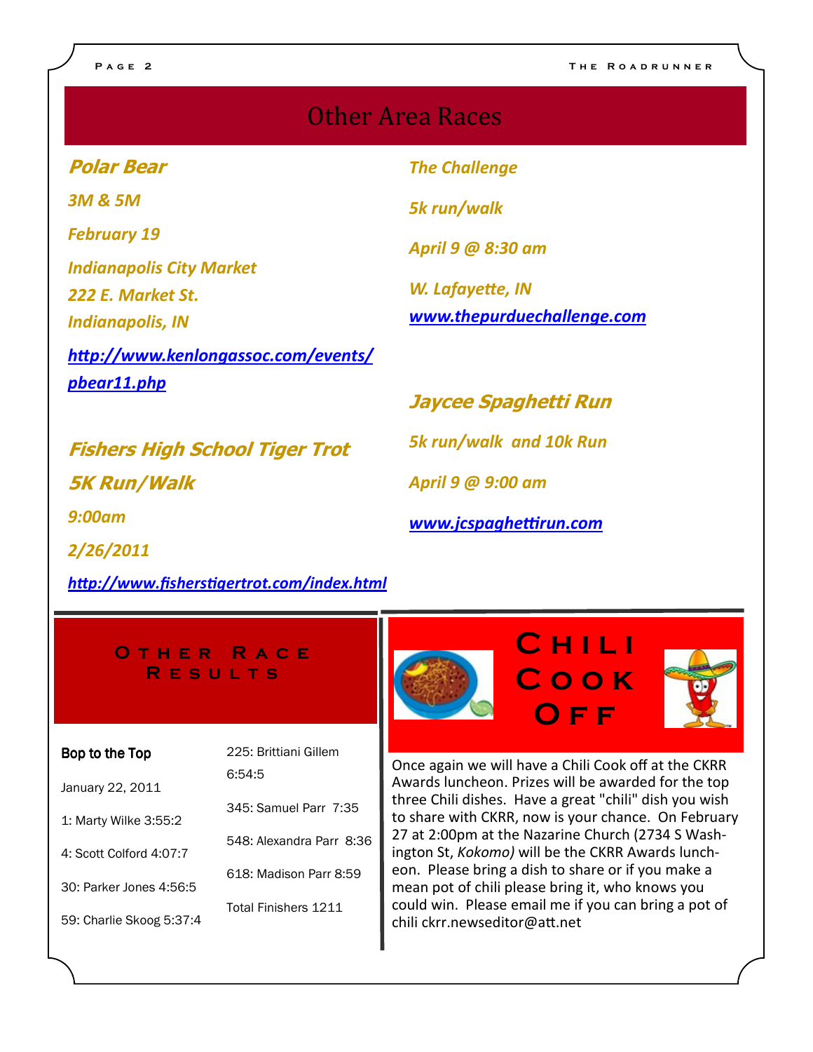# Other Area Races

### *Polar Bear*

*3M & 5M*

*February 19*

*Indianapolis City Market*
*222 E. Market St.*
*Indianapolis, IN*

*http://www.kenlongassoc.com/events/pbear11.php*

### *Fishers High School Tiger Trot*

### *5K Run/Walk*

*9:00am*

*2/26/2011*

*http://www.fisherstigertrot.com/index.html*

*The Challenge*

*5k run/walk*

*April 9 @ 8:30 am*

*W. Lafayette, IN*
*www.thepurduechallenge.com*

### *Jaycee Spaghetti Run*

*5k run/walk and 10k Run*

*April 9 @ 9:00 am*

*www.jcspaghettirun.com*

## Other Race Results

**Bop to the Top**

January 22, 2011

1: Marty Wilke 3:55:2

4: Scott Colford 4:07:7

30: Parker Jones 4:56:5

59: Charlie Skoog 5:37:4

225: Brittiani Gillem 6:54:5

345: Samuel Parr 7:35

548: Alexandra Parr 8:36

618: Madison Parr 8:59

Total Finishers 1211

## Chili Cook Off

Once again we will have a Chili Cook off at the CKRR Awards luncheon. Prizes will be awarded for the top three Chili dishes. Have a great "chili" dish you wish to share with CKRR, now is your chance. On February 27 at 2:00pm at the Nazarine Church (2734 S Washington St, *Kokomo)* will be the CKRR Awards luncheon. Please bring a dish to share or if you make a mean pot of chili please bring it, who knows you could win. Please email me if you can bring a pot of chili ckrr.newseditor@att.net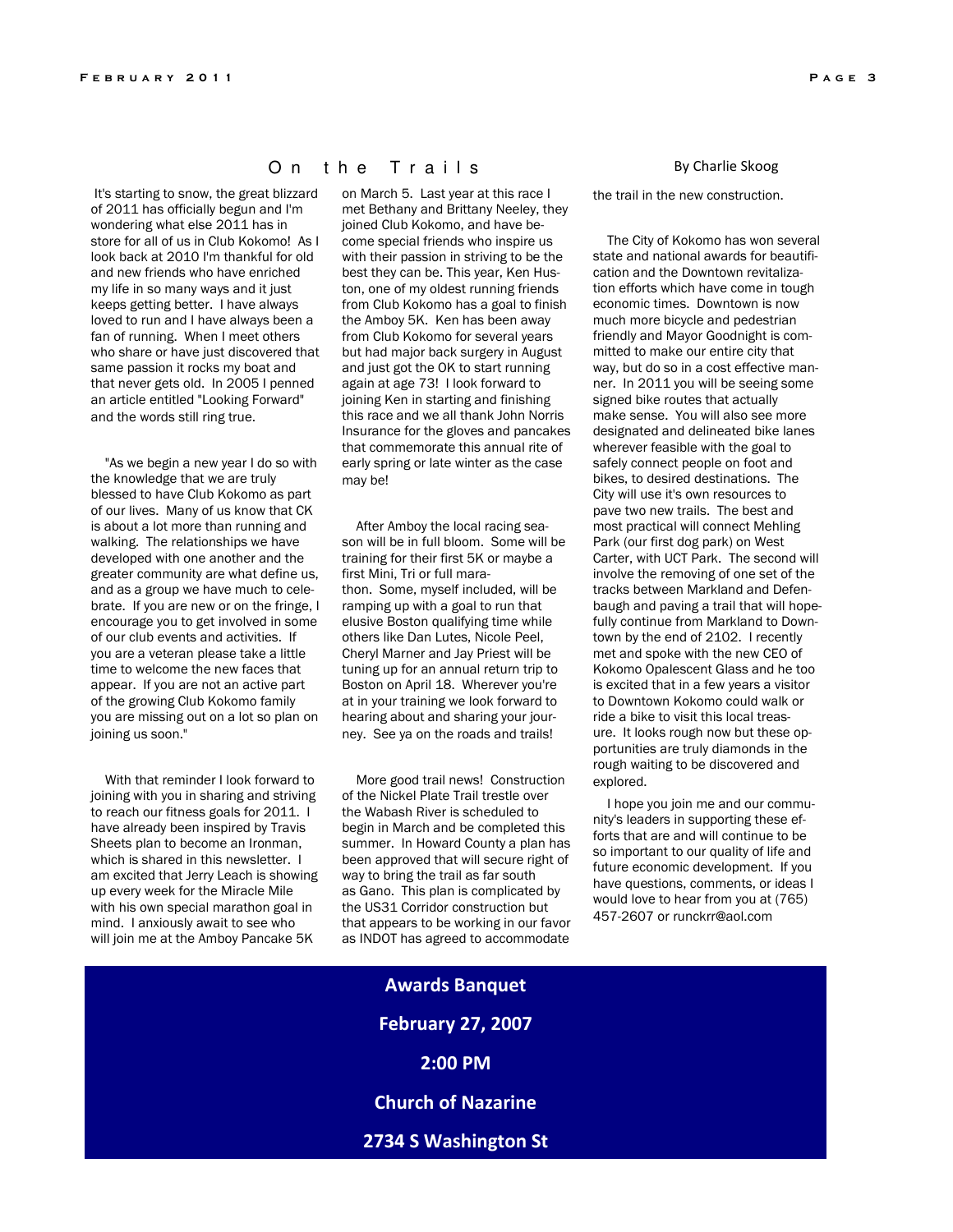## On the Trails

By Charlie Skoog

It's starting to snow, the great blizzard of 2011 has officially begun and I'm wondering what else 2011 has in store for all of us in Club Kokomo! As I look back at 2010 I'm thankful for old and new friends who have enriched my life in so many ways and it just keeps getting better. I have always loved to run and I have always been a fan of running. When I meet others who share or have just discovered that same passion it rocks my boat and that never gets old. In 2005 I penned an article entitled "Looking Forward" and the words still ring true.

"As we begin a new year I do so with the knowledge that we are truly blessed to have Club Kokomo as part of our lives. Many of us know that CK is about a lot more than running and walking. The relationships we have developed with one another and the greater community are what define us, and as a group we have much to celebrate. If you are new or on the fringe, I encourage you to get involved in some of our club events and activities. If you are a veteran please take a little time to welcome the new faces that appear. If you are not an active part of the growing Club Kokomo family you are missing out on a lot so plan on joining us soon."

With that reminder I look forward to joining with you in sharing and striving to reach our fitness goals for 2011. I have already been inspired by Travis Sheets plan to become an Ironman, which is shared in this newsletter. I am excited that Jerry Leach is showing up every week for the Miracle Mile with his own special marathon goal in mind. I anxiously await to see who will join me at the Amboy Pancake 5K on March 5. Last year at this race I met Bethany and Brittany Neeley, they joined Club Kokomo, and have become special friends who inspire us with their passion in striving to be the best they can be. This year, Ken Huston, one of my oldest running friends from Club Kokomo has a goal to finish the Amboy 5K. Ken has been away from Club Kokomo for several years but had major back surgery in August and just got the OK to start running again at age 73! I look forward to joining Ken in starting and finishing this race and we all thank John Norris Insurance for the gloves and pancakes that commemorate this annual rite of early spring or late winter as the case may be!

After Amboy the local racing season will be in full bloom. Some will be training for their first 5K or maybe a first Mini, Tri or full marathon. Some, myself included, will be ramping up with a goal to run that elusive Boston qualifying time while others like Dan Lutes, Nicole Peel, Cheryl Marner and Jay Priest will be tuning up for an annual return trip to Boston on April 18. Wherever you're at in your training we look forward to hearing about and sharing your journey. See ya on the roads and trails!

More good trail news! Construction of the Nickel Plate Trail trestle over the Wabash River is scheduled to begin in March and be completed this summer. In Howard County a plan has been approved that will secure right of way to bring the trail as far south as Gano. This plan is complicated by the US31 Corridor construction but that appears to be working in our favor as INDOT has agreed to accommodate the trail in the new construction.

The City of Kokomo has won several state and national awards for beautification and the Downtown revitalization efforts which have come in tough economic times. Downtown is now much more bicycle and pedestrian friendly and Mayor Goodnight is committed to make our entire city that way, but do so in a cost effective manner. In 2011 you will be seeing some signed bike routes that actually make sense. You will also see more designated and delineated bike lanes wherever feasible with the goal to safely connect people on foot and bikes, to desired destinations. The City will use it's own resources to pave two new trails. The best and most practical will connect Mehling Park (our first dog park) on West Carter, with UCT Park. The second will involve the removing of one set of the tracks between Markland and Defenbaugh and paving a trail that will hopefully continue from Markland to Downtown by the end of 2102. I recently met and spoke with the new CEO of Kokomo Opalescent Glass and he too is excited that in a few years a visitor to Downtown Kokomo could walk or ride a bike to visit this local treasure. It looks rough now but these opportunities are truly diamonds in the rough waiting to be discovered and explored.

I hope you join me and our community's leaders in supporting these efforts that are and will continue to be so important to our quality of life and future economic development. If you have questions, comments, or ideas I would love to hear from you at (765) 457-2607 or runckrr@aol.com

**Awards Banquet**

**February 27, 2007**

**2:00 PM**

**Church of Nazarine**

**2734 S Washington St**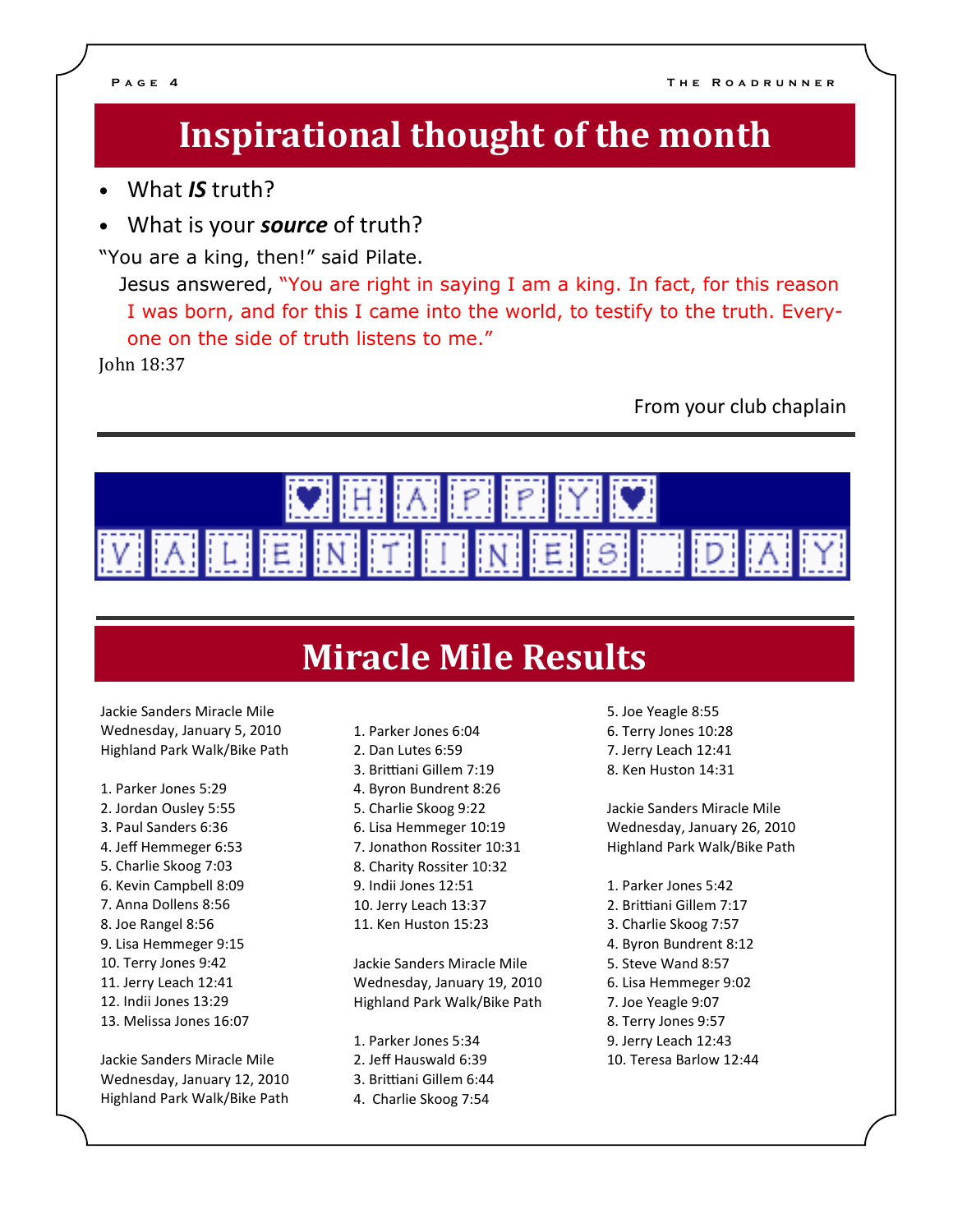# Inspirational thought of the month

- What ***IS*** truth?
- What is your ***source*** of truth?

"You are a king, then!" said Pilate.

Jesus answered, "You are right in saying I am a king. In fact, for this reason I was born, and for this I came into the world, to testify to the truth. Everyone on the side of truth listens to me."

John 18:37

From your club chaplain

---

HAPPY VALENTINES DAY

---

# Miracle Mile Results

Jackie Sanders Miracle Mile
Wednesday, January 5, 2010
Highland Park Walk/Bike Path

1. Parker Jones 5:29
2. Jordan Ousley 5:55
3. Paul Sanders 6:36
4. Jeff Hemmeger 6:53
5. Charlie Skoog 7:03
6. Kevin Campbell 8:09
7. Anna Dollens 8:56
8. Joe Rangel 8:56
9. Lisa Hemmeger 9:15
10. Terry Jones 9:42
11. Jerry Leach 12:41
12. Indii Jones 13:29
13. Melissa Jones 16:07

Jackie Sanders Miracle Mile
Wednesday, January 12, 2010
Highland Park Walk/Bike Path

1. Parker Jones 6:04
2. Dan Lutes 6:59
3. Brittiani Gillem 7:19
4. Byron Bundrent 8:26
5. Charlie Skoog 9:22
6. Lisa Hemmeger 10:19
7. Jonathon Rossiter 10:31
8. Charity Rossiter 10:32
9. Indii Jones 12:51
10. Jerry Leach 13:37
11. Ken Huston 15:23

Jackie Sanders Miracle Mile
Wednesday, January 19, 2010
Highland Park Walk/Bike Path

1. Parker Jones 5:34
2. Jeff Hauswald 6:39
3. Brittiani Gillem 6:44
4. Charlie Skoog 7:54
5. Joe Yeagle 8:55
6. Terry Jones 10:28
7. Jerry Leach 12:41
8. Ken Huston 14:31

Jackie Sanders Miracle Mile
Wednesday, January 26, 2010
Highland Park Walk/Bike Path

1. Parker Jones 5:42
2. Brittiani Gillem 7:17
3. Charlie Skoog 7:57
4. Byron Bundrent 8:12
5. Steve Wand 8:57
6. Lisa Hemmeger 9:02
7. Joe Yeagle 9:07
8. Terry Jones 9:57
9. Jerry Leach 12:43
10. Teresa Barlow 12:44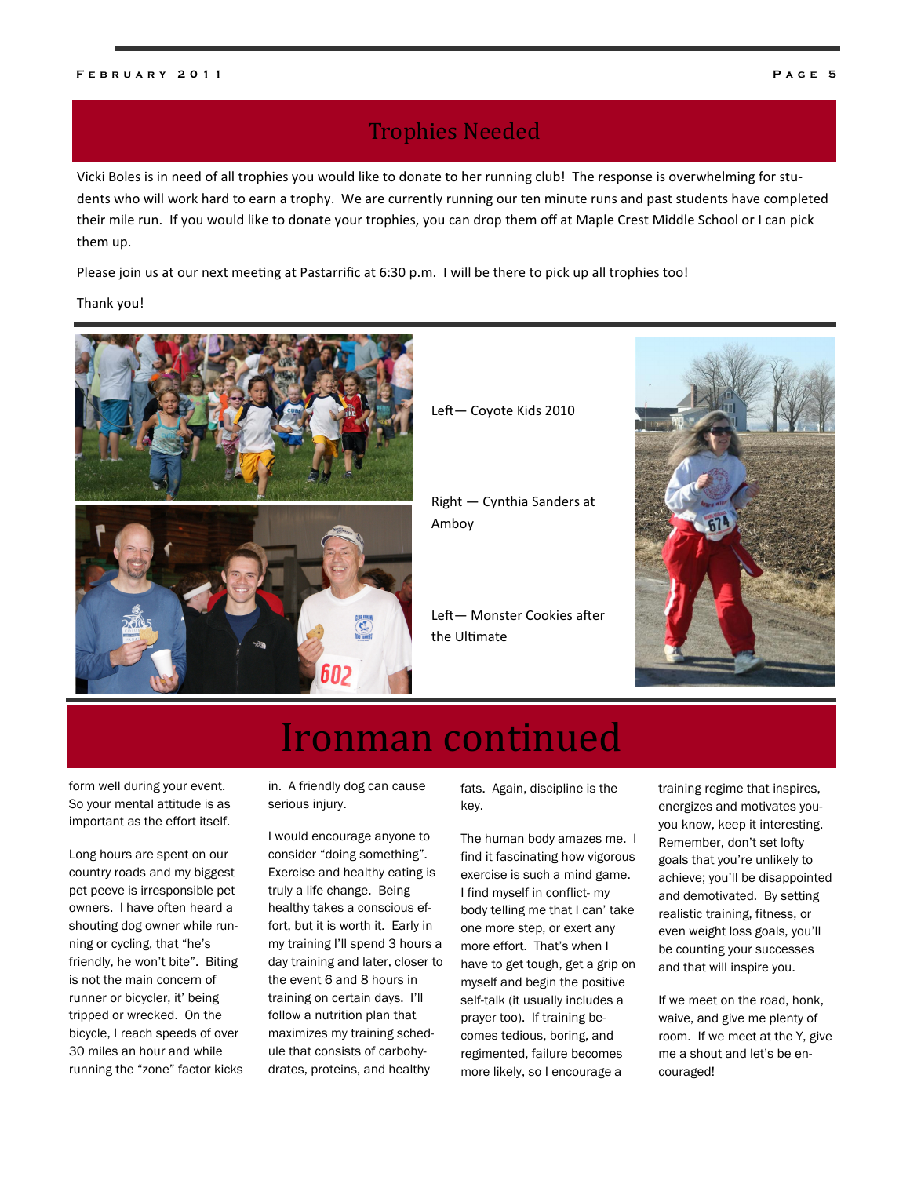## Trophies Needed

Vicki Boles is in need of all trophies you would like to donate to her running club! The response is overwhelming for students who will work hard to earn a trophy. We are currently running our ten minute runs and past students have completed their mile run. If you would like to donate your trophies, you can drop them off at Maple Crest Middle School or I can pick them up.

Please join us at our next meeting at Pastarrific at 6:30 p.m. I will be there to pick up all trophies too!

Thank you!

Left— Coyote Kids 2010

Right — Cynthia Sanders at Amboy

Left— Monster Cookies after the Ultimate

# Ironman continued

form well during your event. So your mental attitude is as important as the effort itself.

Long hours are spent on our country roads and my biggest pet peeve is irresponsible pet owners. I have often heard a shouting dog owner while running or cycling, that "he's friendly, he won't bite". Biting is not the main concern of runner or bicycler, it' being tripped or wrecked. On the bicycle, I reach speeds of over 30 miles an hour and while running the "zone" factor kicks in. A friendly dog can cause serious injury.

I would encourage anyone to consider "doing something". Exercise and healthy eating is truly a life change. Being healthy takes a conscious effort, but it is worth it. Early in my training I'll spend 3 hours a day training and later, closer to the event 6 and 8 hours in training on certain days. I'll follow a nutrition plan that maximizes my training schedule that consists of carbohydrates, proteins, and healthy fats. Again, discipline is the key.

The human body amazes me. I find it fascinating how vigorous exercise is such a mind game. I find myself in conflict- my body telling me that I can' take one more step, or exert any more effort. That's when I have to get tough, get a grip on myself and begin the positive self-talk (it usually includes a prayer too). If training becomes tedious, boring, and regimented, failure becomes more likely, so I encourage a training regime that inspires, energizes and motivates you-you know, keep it interesting. Remember, don't set lofty goals that you're unlikely to achieve; you'll be disappointed and demotivated. By setting realistic training, fitness, or even weight loss goals, you'll be counting your successes and that will inspire you.

If we meet on the road, honk, waive, and give me plenty of room. If we meet at the Y, give me a shout and let's be encouraged!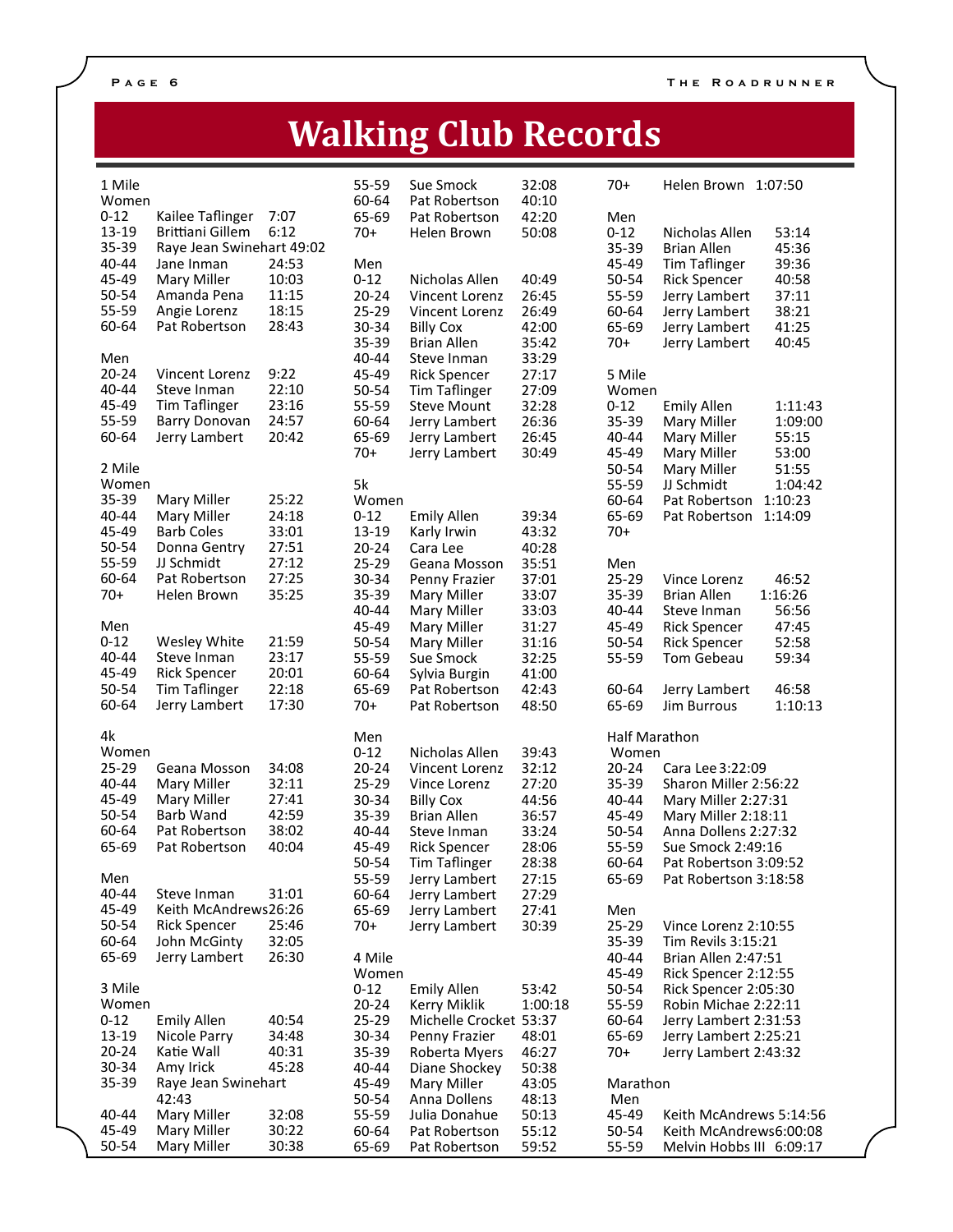# Walking Club Records

### 1 Mile

**Women**

| Age | Name | Time |
|---|---|---|
| 0-12 | Kailee Taflinger | 7:07 |
| 13-19 | Brittiani Gillem | 6:12 |
| 35-39 | Raye Jean Swinehart | 49:02 |
| 40-44 | Jane Inman | 24:53 |
| 45-49 | Mary Miller | 10:03 |
| 50-54 | Amanda Pena | 11:15 |
| 55-59 | Angie Lorenz | 18:15 |
| 60-64 | Pat Robertson | 28:43 |

**Men**

| Age | Name | Time |
|---|---|---|
| 20-24 | Vincent Lorenz | 9:22 |
| 40-44 | Steve Inman | 22:10 |
| 45-49 | Tim Taflinger | 23:16 |
| 55-59 | Barry Donovan | 24:57 |
| 60-64 | Jerry Lambert | 20:42 |

### 2 Mile

**Women**

| Age | Name | Time |
|---|---|---|
| 35-39 | Mary Miller | 25:22 |
| 40-44 | Mary Miller | 24:18 |
| 45-49 | Barb Coles | 33:01 |
| 50-54 | Donna Gentry | 27:51 |
| 55-59 | JJ Schmidt | 27:12 |
| 60-64 | Pat Robertson | 27:25 |
| 70+ | Helen Brown | 35:25 |

**Men**

| Age | Name | Time |
|---|---|---|
| 0-12 | Wesley White | 21:59 |
| 40-44 | Steve Inman | 23:17 |
| 45-49 | Rick Spencer | 20:01 |
| 50-54 | Tim Taflinger | 22:18 |
| 60-64 | Jerry Lambert | 17:30 |

### 4k

**Women**

| Age | Name | Time |
|---|---|---|
| 25-29 | Geana Mosson | 34:08 |
| 40-44 | Mary Miller | 32:11 |
| 45-49 | Mary Miller | 27:41 |
| 50-54 | Barb Wand | 42:59 |
| 60-64 | Pat Robertson | 38:02 |
| 65-69 | Pat Robertson | 40:04 |

**Men**

| Age | Name | Time |
|---|---|---|
| 40-44 | Steve Inman | 31:01 |
| 45-49 | Keith McAndrews | 26:26 |
| 50-54 | Rick Spencer | 25:46 |
| 60-64 | John McGinty | 32:05 |
| 65-69 | Jerry Lambert | 26:30 |

### 3 Mile

**Women**

| Age | Name | Time |
|---|---|---|
| 0-12 | Emily Allen | 40:54 |
| 13-19 | Nicole Parry | 34:48 |
| 20-24 | Katie Wall | 40:31 |
| 30-34 | Amy Irick | 45:28 |
| 35-39 | Raye Jean Swinehart | 42:43 |
| 40-44 | Mary Miller | 32:08 |
| 45-49 | Mary Miller | 30:22 |
| 50-54 | Mary Miller | 30:38 |
| 55-59 | Sue Smock | 32:08 |
| 60-64 | Pat Robertson | 40:10 |
| 65-69 | Pat Robertson | 42:20 |
| 70+ | Helen Brown | 50:08 |

**Men**

| Age | Name | Time |
|---|---|---|
| 0-12 | Nicholas Allen | 40:49 |
| 20-24 | Vincent Lorenz | 26:45 |
| 25-29 | Vincent Lorenz | 26:49 |
| 30-34 | Billy Cox | 42:00 |
| 35-39 | Brian Allen | 35:42 |
| 40-44 | Steve Inman | 33:29 |
| 45-49 | Rick Spencer | 27:17 |
| 50-54 | Tim Taflinger | 27:09 |
| 55-59 | Steve Mount | 32:28 |
| 60-64 | Jerry Lambert | 26:36 |
| 65-69 | Jerry Lambert | 26:45 |
| 70+ | Jerry Lambert | 30:49 |

### 5k

**Women**

| Age | Name | Time |
|---|---|---|
| 0-12 | Emily Allen | 39:34 |
| 13-19 | Karly Irwin | 43:32 |
| 20-24 | Cara Lee | 40:28 |
| 25-29 | Geana Mosson | 35:51 |
| 30-34 | Penny Frazier | 37:01 |
| 35-39 | Mary Miller | 33:07 |
| 40-44 | Mary Miller | 33:03 |
| 45-49 | Mary Miller | 31:27 |
| 50-54 | Mary Miller | 31:16 |
| 55-59 | Sue Smock | 32:25 |
| 60-64 | Sylvia Burgin | 41:00 |
| 65-69 | Pat Robertson | 42:43 |
| 70+ | Pat Robertson | 48:50 |

**Men**

| Age | Name | Time |
|---|---|---|
| 0-12 | Nicholas Allen | 39:43 |
| 20-24 | Vincent Lorenz | 32:12 |
| 25-29 | Vince Lorenz | 27:20 |
| 30-34 | Billy Cox | 44:56 |
| 35-39 | Brian Allen | 36:57 |
| 40-44 | Steve Inman | 33:24 |
| 45-49 | Rick Spencer | 28:06 |
| 50-54 | Tim Taflinger | 28:38 |
| 55-59 | Jerry Lambert | 27:15 |
| 60-64 | Jerry Lambert | 27:29 |
| 65-69 | Jerry Lambert | 27:41 |
| 70+ | Jerry Lambert | 30:39 |

### 4 Mile

**Women**

| Age | Name | Time |
|---|---|---|
| 0-12 | Emily Allen | 53:42 |
| 20-24 | Kerry Miklik | 1:00:18 |
| 25-29 | Michelle Crocket | 53:37 |
| 30-34 | Penny Frazier | 48:01 |
| 35-39 | Roberta Myers | 46:27 |
| 40-44 | Diane Shockey | 50:38 |
| 45-49 | Mary Miller | 43:05 |
| 50-54 | Anna Dollens | 48:13 |
| 55-59 | Julia Donahue | 50:13 |
| 60-64 | Pat Robertson | 55:12 |
| 65-69 | Pat Robertson | 59:52 |
| 70+ | Helen Brown | 1:07:50 |

**Men**

| Age | Name | Time |
|---|---|---|
| 0-12 | Nicholas Allen | 53:14 |
| 35-39 | Brian Allen | 45:36 |
| 45-49 | Tim Taflinger | 39:36 |
| 50-54 | Rick Spencer | 40:58 |
| 55-59 | Jerry Lambert | 37:11 |
| 60-64 | Jerry Lambert | 38:21 |
| 65-69 | Jerry Lambert | 41:25 |
| 70+ | Jerry Lambert | 40:45 |

### 5 Mile

**Women**

| Age | Name | Time |
|---|---|---|
| 0-12 | Emily Allen | 1:11:43 |
| 35-39 | Mary Miller | 1:09:00 |
| 40-44 | Mary Miller | 55:15 |
| 45-49 | Mary Miller | 53:00 |
| 50-54 | Mary Miller | 51:55 |
| 55-59 | JJ Schmidt | 1:04:42 |
| 60-64 | Pat Robertson | 1:10:23 |
| 65-69 | Pat Robertson | 1:14:09 |
| 70+ | | |

**Men**

| Age | Name | Time |
|---|---|---|
| 25-29 | Vince Lorenz | 46:52 |
| 35-39 | Brian Allen | 1:16:26 |
| 40-44 | Steve Inman | 56:56 |
| 45-49 | Rick Spencer | 47:45 |
| 50-54 | Rick Spencer | 52:58 |
| 55-59 | Tom Gebeau | 59:34 |
| 60-64 | Jerry Lambert | 46:58 |
| 65-69 | Jim Burrous | 1:10:13 |

### Half Marathon

**Women**

| Age | Name | Time |
|---|---|---|
| 20-24 | Cara Lee | 3:22:09 |
| 35-39 | Sharon Miller | 2:56:22 |
| 40-44 | Mary Miller | 2:27:31 |
| 45-49 | Mary Miller | 2:18:11 |
| 50-54 | Anna Dollens | 2:27:32 |
| 55-59 | Sue Smock | 2:49:16 |
| 60-64 | Pat Robertson | 3:09:52 |
| 65-69 | Pat Robertson | 3:18:58 |

**Men**

| Age | Name | Time |
|---|---|---|
| 25-29 | Vince Lorenz | 2:10:55 |
| 35-39 | Tim Revils | 3:15:21 |
| 40-44 | Brian Allen | 2:47:51 |
| 45-49 | Rick Spencer | 2:12:55 |
| 50-54 | Rick Spencer | 2:05:30 |
| 55-59 | Robin Michae | 2:22:11 |
| 60-64 | Jerry Lambert | 2:31:53 |
| 65-69 | Jerry Lambert | 2:25:21 |
| 70+ | Jerry Lambert | 2:43:32 |

### Marathon

**Men**

| Age | Name | Time |
|---|---|---|
| 45-49 | Keith McAndrews | 5:14:56 |
| 50-54 | Keith McAndrews | 6:00:08 |
| 55-59 | Melvin Hobbs III | 6:09:17 |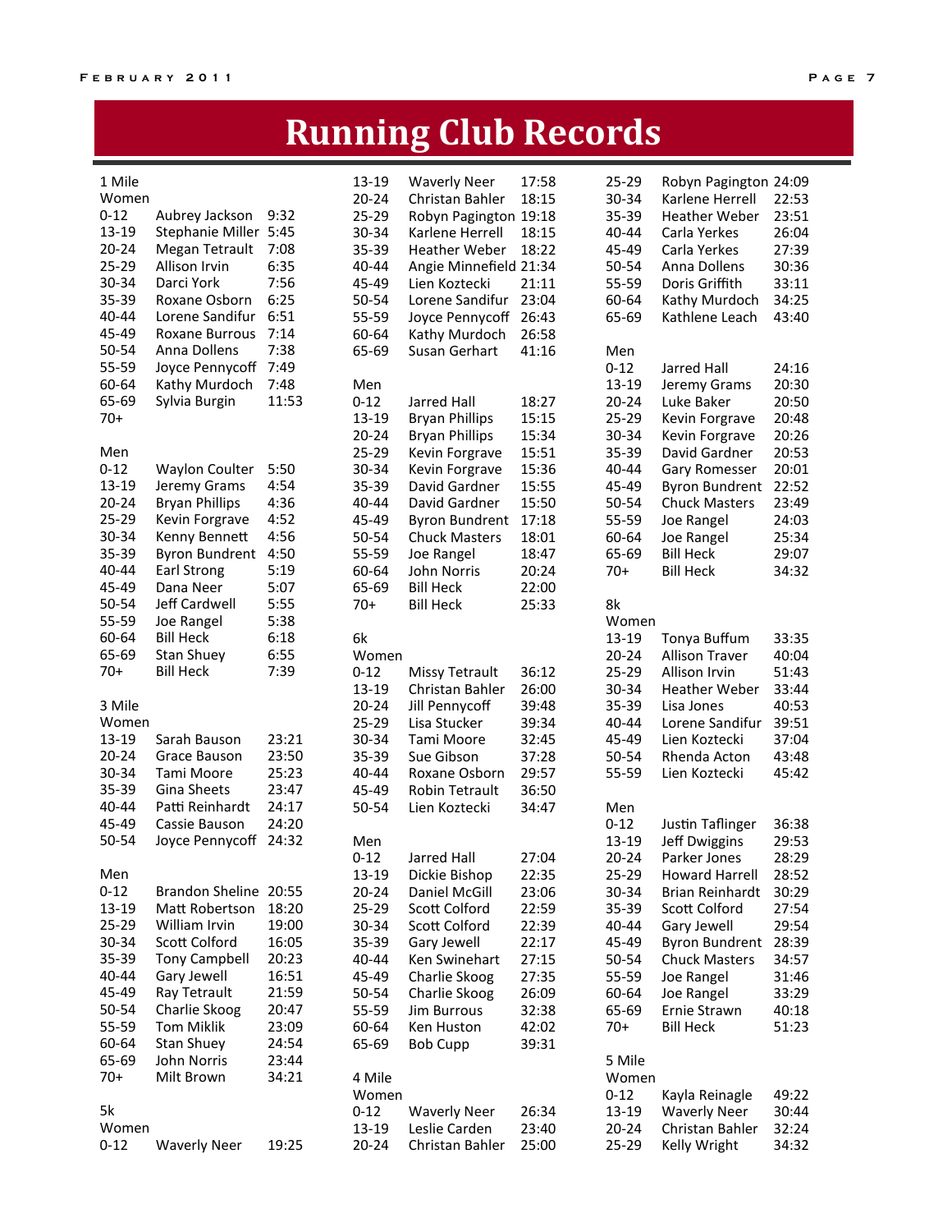# Running Club Records

### 1 Mile

**Women**

| Age | Name | Time |
|---|---|---|
| 0-12 | Aubrey Jackson | 9:32 |
| 13-19 | Stephanie Miller | 5:45 |
| 20-24 | Megan Tetrault | 7:08 |
| 25-29 | Allison Irvin | 6:35 |
| 30-34 | Darci York | 7:56 |
| 35-39 | Roxane Osborn | 6:25 |
| 40-44 | Lorene Sandifur | 6:51 |
| 45-49 | Roxane Burrous | 7:14 |
| 50-54 | Anna Dollens | 7:38 |
| 55-59 | Joyce Pennycoff | 7:49 |
| 60-64 | Kathy Murdoch | 7:48 |
| 65-69 | Sylvia Burgin | 11:53 |
| 70+ | | |

**Men**

| Age | Name | Time |
|---|---|---|
| 0-12 | Waylon Coulter | 5:50 |
| 13-19 | Jeremy Grams | 4:54 |
| 20-24 | Bryan Phillips | 4:36 |
| 25-29 | Kevin Forgrave | 4:52 |
| 30-34 | Kenny Bennett | 4:56 |
| 35-39 | Byron Bundrent | 4:50 |
| 40-44 | Earl Strong | 5:19 |
| 45-49 | Dana Neer | 5:07 |
| 50-54 | Jeff Cardwell | 5:55 |
| 55-59 | Joe Rangel | 5:38 |
| 60-64 | Bill Heck | 6:18 |
| 65-69 | Stan Shuey | 6:55 |
| 70+ | Bill Heck | 7:39 |

### 3 Mile

**Women**

| Age | Name | Time |
|---|---|---|
| 13-19 | Sarah Bauson | 23:21 |
| 20-24 | Grace Bauson | 23:50 |
| 30-34 | Tami Moore | 25:23 |
| 35-39 | Gina Sheets | 23:47 |
| 40-44 | Patti Reinhardt | 24:17 |
| 45-49 | Cassie Bauson | 24:20 |
| 50-54 | Joyce Pennycoff | 24:32 |

**Men**

| Age | Name | Time |
|---|---|---|
| 0-12 | Brandon Sheline | 20:55 |
| 13-19 | Matt Robertson | 18:20 |
| 25-29 | William Irvin | 19:00 |
| 30-34 | Scott Colford | 16:05 |
| 35-39 | Tony Campbell | 20:23 |
| 40-44 | Gary Jewell | 16:51 |
| 45-49 | Ray Tetrault | 21:59 |
| 50-54 | Charlie Skoog | 20:47 |
| 55-59 | Tom Miklik | 23:09 |
| 60-64 | Stan Shuey | 24:54 |
| 65-69 | John Norris | 23:44 |
| 70+ | Milt Brown | 34:21 |

### 5k

**Women**

| Age | Name | Time |
|---|---|---|
| 0-12 | Waverly Neer | 19:25 |
| 13-19 | Waverly Neer | 17:58 |
| 20-24 | Christan Bahler | 18:15 |
| 25-29 | Robyn Pagington | 19:18 |
| 30-34 | Karlene Herrell | 18:15 |
| 35-39 | Heather Weber | 18:22 |
| 40-44 | Angie Minnefield | 21:34 |
| 45-49 | Lien Koztecki | 21:11 |
| 50-54 | Lorene Sandifur | 23:04 |
| 55-59 | Joyce Pennycoff | 26:43 |
| 60-64 | Kathy Murdoch | 26:58 |
| 65-69 | Susan Gerhart | 41:16 |

**Men**

| Age | Name | Time |
|---|---|---|
| 0-12 | Jarred Hall | 18:27 |
| 13-19 | Bryan Phillips | 15:15 |
| 20-24 | Bryan Phillips | 15:34 |
| 25-29 | Kevin Forgrave | 15:51 |
| 30-34 | Kevin Forgrave | 15:36 |
| 35-39 | David Gardner | 15:55 |
| 40-44 | David Gardner | 15:50 |
| 45-49 | Byron Bundrent | 17:18 |
| 50-54 | Chuck Masters | 18:01 |
| 55-59 | Joe Rangel | 18:47 |
| 60-64 | John Norris | 20:24 |
| 65-69 | Bill Heck | 22:00 |
| 70+ | Bill Heck | 25:33 |

### 6k

**Women**

| Age | Name | Time |
|---|---|---|
| 0-12 | Missy Tetrault | 36:12 |
| 13-19 | Christan Bahler | 26:00 |
| 20-24 | Jill Pennycoff | 39:48 |
| 25-29 | Lisa Stucker | 39:34 |
| 30-34 | Tami Moore | 32:45 |
| 35-39 | Sue Gibson | 37:28 |
| 40-44 | Roxane Osborn | 29:57 |
| 45-49 | Robin Tetrault | 36:50 |
| 50-54 | Lien Koztecki | 34:47 |

**Men**

| Age | Name | Time |
|---|---|---|
| 0-12 | Jarred Hall | 27:04 |
| 13-19 | Dickie Bishop | 22:35 |
| 20-24 | Daniel McGill | 23:06 |
| 25-29 | Scott Colford | 22:59 |
| 30-34 | Scott Colford | 22:39 |
| 35-39 | Gary Jewell | 22:17 |
| 40-44 | Ken Swinehart | 27:15 |
| 45-49 | Charlie Skoog | 27:35 |
| 50-54 | Charlie Skoog | 26:09 |
| 55-59 | Jim Burrous | 32:38 |
| 60-64 | Ken Huston | 42:02 |
| 65-69 | Bob Cupp | 39:31 |

### 4 Mile

**Women**

| Age | Name | Time |
|---|---|---|
| 0-12 | Waverly Neer | 26:34 |
| 13-19 | Leslie Carden | 23:40 |
| 20-24 | Christan Bahler | 25:00 |
| 25-29 | Robyn Pagington | 24:09 |
| 30-34 | Karlene Herrell | 22:53 |
| 35-39 | Heather Weber | 23:51 |
| 40-44 | Carla Yerkes | 26:04 |
| 45-49 | Carla Yerkes | 27:39 |
| 50-54 | Anna Dollens | 30:36 |
| 55-59 | Doris Griffith | 33:11 |
| 60-64 | Kathy Murdoch | 34:25 |
| 65-69 | Kathlene Leach | 43:40 |

**Men**

| Age | Name | Time |
|---|---|---|
| 0-12 | Jarred Hall | 24:16 |
| 13-19 | Jeremy Grams | 20:30 |
| 20-24 | Luke Baker | 20:50 |
| 25-29 | Kevin Forgrave | 20:48 |
| 30-34 | Kevin Forgrave | 20:26 |
| 35-39 | David Gardner | 20:53 |
| 40-44 | Gary Romesser | 20:01 |
| 45-49 | Byron Bundrent | 22:52 |
| 50-54 | Chuck Masters | 23:49 |
| 55-59 | Joe Rangel | 24:03 |
| 60-64 | Joe Rangel | 25:34 |
| 65-69 | Bill Heck | 29:07 |
| 70+ | Bill Heck | 34:32 |

### 8k

**Women**

| Age | Name | Time |
|---|---|---|
| 13-19 | Tonya Buffum | 33:35 |
| 20-24 | Allison Traver | 40:04 |
| 25-29 | Allison Irvin | 51:43 |
| 30-34 | Heather Weber | 33:44 |
| 35-39 | Lisa Jones | 40:53 |
| 40-44 | Lorene Sandifur | 39:51 |
| 45-49 | Lien Koztecki | 37:04 |
| 50-54 | Rhenda Acton | 43:48 |
| 55-59 | Lien Koztecki | 45:42 |

**Men**

| Age | Name | Time |
|---|---|---|
| 0-12 | Justin Taflinger | 36:38 |
| 13-19 | Jeff Dwiggins | 29:53 |
| 20-24 | Parker Jones | 28:29 |
| 25-29 | Howard Harrell | 28:52 |
| 30-34 | Brian Reinhardt | 30:29 |
| 35-39 | Scott Colford | 27:54 |
| 40-44 | Gary Jewell | 29:54 |
| 45-49 | Byron Bundrent | 28:39 |
| 50-54 | Chuck Masters | 34:57 |
| 55-59 | Joe Rangel | 31:46 |
| 60-64 | Joe Rangel | 33:29 |
| 65-69 | Ernie Strawn | 40:18 |
| 70+ | Bill Heck | 51:23 |

### 5 Mile

**Women**

| Age | Name | Time |
|---|---|---|
| 0-12 | Kayla Reinagle | 49:22 |
| 13-19 | Waverly Neer | 30:44 |
| 20-24 | Christan Bahler | 32:24 |
| 25-29 | Kelly Wright | 34:32 |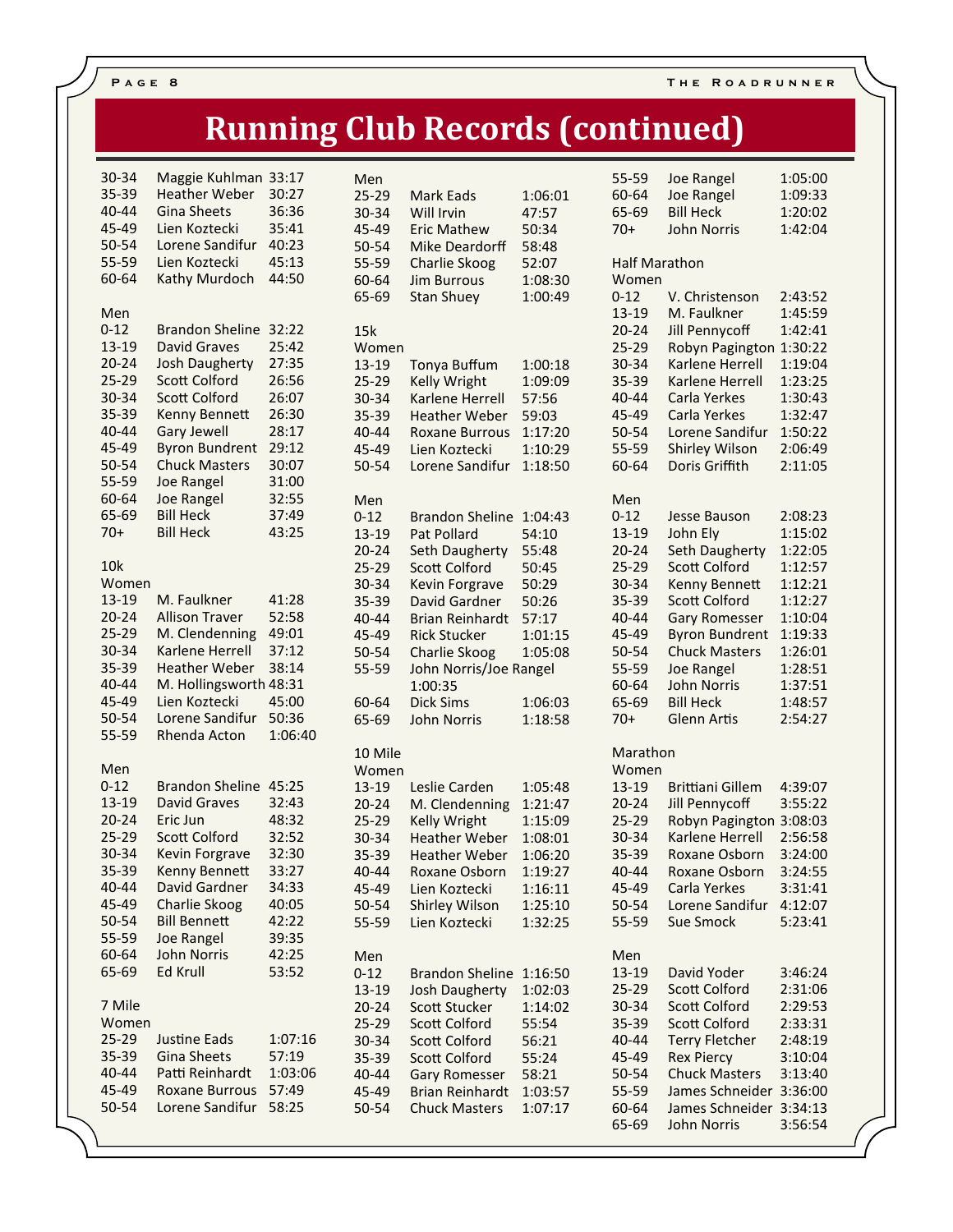# Running Club Records (continued)

| Age | Name | Time |
|---|---|---|
| 30-34 | Maggie Kuhlman | 33:17 |
| 35-39 | Heather Weber | 30:27 |
| 40-44 | Gina Sheets | 36:36 |
| 45-49 | Lien Koztecki | 35:41 |
| 50-54 | Lorene Sandifur | 40:23 |
| 55-59 | Lien Koztecki | 45:13 |
| 60-64 | Kathy Murdoch | 44:50 |

Men

| Age | Name | Time |
|---|---|---|
| 0-12 | Brandon Sheline | 32:22 |
| 13-19 | David Graves | 25:42 |
| 20-24 | Josh Daugherty | 27:35 |
| 25-29 | Scott Colford | 26:56 |
| 30-34 | Scott Colford | 26:07 |
| 35-39 | Kenny Bennett | 26:30 |
| 40-44 | Gary Jewell | 28:17 |
| 45-49 | Byron Bundrent | 29:12 |
| 50-54 | Chuck Masters | 30:07 |
| 55-59 | Joe Rangel | 31:00 |
| 60-64 | Joe Rangel | 32:55 |
| 65-69 | Bill Heck | 37:49 |
| 70+ | Bill Heck | 43:25 |

## 10k

Women

| Age | Name | Time |
|---|---|---|
| 13-19 | M. Faulkner | 41:28 |
| 20-24 | Allison Traver | 52:58 |
| 25-29 | M. Clendenning | 49:01 |
| 30-34 | Karlene Herrell | 37:12 |
| 35-39 | Heather Weber | 38:14 |
| 40-44 | M. Hollingsworth | 48:31 |
| 45-49 | Lien Koztecki | 45:00 |
| 50-54 | Lorene Sandifur | 50:36 |
| 55-59 | Rhenda Acton | 1:06:40 |

Men

| Age | Name | Time |
|---|---|---|
| 0-12 | Brandon Sheline | 45:25 |
| 13-19 | David Graves | 32:43 |
| 20-24 | Eric Jun | 48:32 |
| 25-29 | Scott Colford | 32:52 |
| 30-34 | Kevin Forgrave | 32:30 |
| 35-39 | Kenny Bennett | 33:27 |
| 40-44 | David Gardner | 34:33 |
| 45-49 | Charlie Skoog | 40:05 |
| 50-54 | Bill Bennett | 42:22 |
| 55-59 | Joe Rangel | 39:35 |
| 60-64 | John Norris | 42:25 |
| 65-69 | Ed Krull | 53:52 |

## 7 Mile

Women

| Age | Name | Time |
|---|---|---|
| 25-29 | Justine Eads | 1:07:16 |
| 35-39 | Gina Sheets | 57:19 |
| 40-44 | Patti Reinhardt | 1:03:06 |
| 45-49 | Roxane Burrous | 57:49 |
| 50-54 | Lorene Sandifur | 58:25 |

Men

| Age | Name | Time |
|---|---|---|
| 25-29 | Mark Eads | 1:06:01 |
| 30-34 | Will Irvin | 47:57 |
| 45-49 | Eric Mathew | 50:34 |
| 50-54 | Mike Deardorff | 58:48 |
| 55-59 | Charlie Skoog | 52:07 |
| 60-64 | Jim Burrous | 1:08:30 |
| 65-69 | Stan Shuey | 1:00:49 |

## 15k

Women

| Age | Name | Time |
|---|---|---|
| 13-19 | Tonya Buffum | 1:00:18 |
| 25-29 | Kelly Wright | 1:09:09 |
| 30-34 | Karlene Herrell | 57:56 |
| 35-39 | Heather Weber | 59:03 |
| 40-44 | Roxane Burrous | 1:17:20 |
| 45-49 | Lien Koztecki | 1:10:29 |
| 50-54 | Lorene Sandifur | 1:18:50 |

Men

| Age | Name | Time |
|---|---|---|
| 0-12 | Brandon Sheline | 1:04:43 |
| 13-19 | Pat Pollard | 54:10 |
| 20-24 | Seth Daugherty | 55:48 |
| 25-29 | Scott Colford | 50:45 |
| 30-34 | Kevin Forgrave | 50:29 |
| 35-39 | David Gardner | 50:26 |
| 40-44 | Brian Reinhardt | 57:17 |
| 45-49 | Rick Stucker | 1:01:15 |
| 50-54 | Charlie Skoog | 1:05:08 |
| 55-59 | John Norris/Joe Rangel | 1:00:35 |
| 60-64 | Dick Sims | 1:06:03 |
| 65-69 | John Norris | 1:18:58 |

## 10 Mile

Women

| Age | Name | Time |
|---|---|---|
| 13-19 | Leslie Carden | 1:05:48 |
| 20-24 | M. Clendenning | 1:21:47 |
| 25-29 | Kelly Wright | 1:15:09 |
| 30-34 | Heather Weber | 1:08:01 |
| 35-39 | Heather Weber | 1:06:20 |
| 40-44 | Roxane Osborn | 1:19:27 |
| 45-49 | Lien Koztecki | 1:16:11 |
| 50-54 | Shirley Wilson | 1:25:10 |
| 55-59 | Lien Koztecki | 1:32:25 |

Men

| Age | Name | Time |
|---|---|---|
| 0-12 | Brandon Sheline | 1:16:50 |
| 13-19 | Josh Daugherty | 1:02:03 |
| 20-24 | Scott Stucker | 1:14:02 |
| 25-29 | Scott Colford | 55:54 |
| 30-34 | Scott Colford | 56:21 |
| 35-39 | Scott Colford | 55:24 |
| 40-44 | Gary Romesser | 58:21 |
| 45-49 | Brian Reinhardt | 1:03:57 |
| 50-54 | Chuck Masters | 1:07:17 |
| 55-59 | Joe Rangel | 1:05:00 |
| 60-64 | Joe Rangel | 1:09:33 |
| 65-69 | Bill Heck | 1:20:02 |
| 70+ | John Norris | 1:42:04 |

## Half Marathon

Women

| Age | Name | Time |
|---|---|---|
| 0-12 | V. Christenson | 2:43:52 |
| 13-19 | M. Faulkner | 1:45:59 |
| 20-24 | Jill Pennycoff | 1:42:41 |
| 25-29 | Robyn Pagington | 1:30:22 |
| 30-34 | Karlene Herrell | 1:19:04 |
| 35-39 | Karlene Herrell | 1:23:25 |
| 40-44 | Carla Yerkes | 1:30:43 |
| 45-49 | Carla Yerkes | 1:32:47 |
| 50-54 | Lorene Sandifur | 1:50:22 |
| 55-59 | Shirley Wilson | 2:06:49 |
| 60-64 | Doris Griffith | 2:11:05 |

Men

| Age | Name | Time |
|---|---|---|
| 0-12 | Jesse Bauson | 2:08:23 |
| 13-19 | John Ely | 1:15:02 |
| 20-24 | Seth Daugherty | 1:22:05 |
| 25-29 | Scott Colford | 1:12:57 |
| 30-34 | Kenny Bennett | 1:12:21 |
| 35-39 | Scott Colford | 1:12:27 |
| 40-44 | Gary Romesser | 1:10:04 |
| 45-49 | Byron Bundrent | 1:19:33 |
| 50-54 | Chuck Masters | 1:26:01 |
| 55-59 | Joe Rangel | 1:28:51 |
| 60-64 | John Norris | 1:37:51 |
| 65-69 | Bill Heck | 1:48:57 |
| 70+ | Glenn Artis | 2:54:27 |

## Marathon

Women

| Age | Name | Time |
|---|---|---|
| 13-19 | Brittiani Gillem | 4:39:07 |
| 20-24 | Jill Pennycoff | 3:55:22 |
| 25-29 | Robyn Pagington | 3:08:03 |
| 30-34 | Karlene Herrell | 2:56:58 |
| 35-39 | Roxane Osborn | 3:24:00 |
| 40-44 | Roxane Osborn | 3:24:55 |
| 45-49 | Carla Yerkes | 3:31:41 |
| 50-54 | Lorene Sandifur | 4:12:07 |
| 55-59 | Sue Smock | 5:23:41 |

Men

| Age | Name | Time |
|---|---|---|
| 13-19 | David Yoder | 3:46:24 |
| 25-29 | Scott Colford | 2:31:06 |
| 30-34 | Scott Colford | 2:29:53 |
| 35-39 | Scott Colford | 2:33:31 |
| 40-44 | Terry Fletcher | 2:48:19 |
| 45-49 | Rex Piercy | 3:10:04 |
| 50-54 | Chuck Masters | 3:13:40 |
| 55-59 | James Schneider | 3:36:00 |
| 60-64 | James Schneider | 3:34:13 |
| 65-69 | John Norris | 3:56:54 |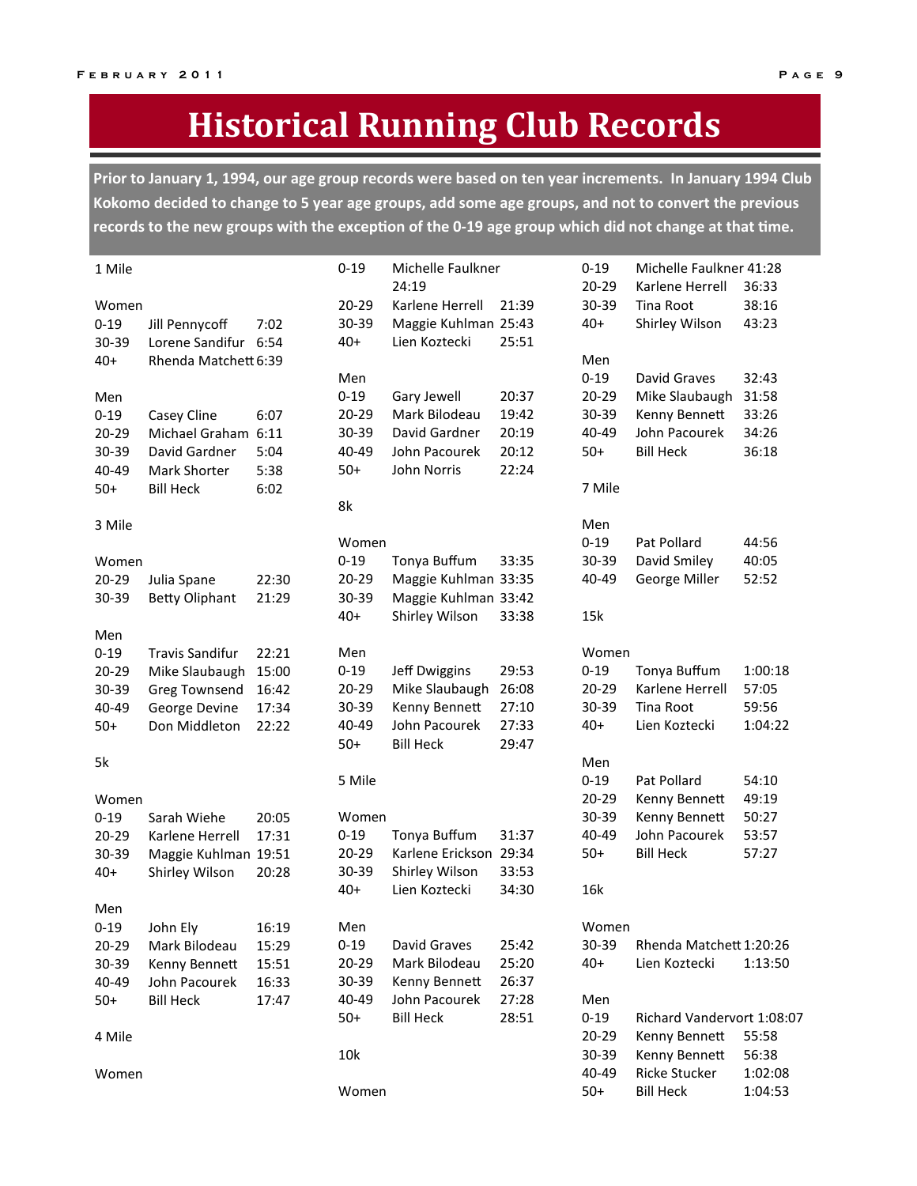# Historical Running Club Records

**Prior to January 1, 1994, our age group records were based on ten year increments. In January 1994 Club Kokomo decided to change to 5 year age groups, add some age groups, and not to convert the previous records to the new groups with the exception of the 0-19 age group which did not change at that time.**

## 1 Mile

Women

| | | |
|---|---|---|
| 0-19 | Jill Pennycoff | 7:02 |
| 30-39 | Lorene Sandifur | 6:54 |
| 40+ | Rhenda Matchett | 6:39 |

Men

| | | |
|---|---|---|
| 0-19 | Casey Cline | 6:07 |
| 20-29 | Michael Graham | 6:11 |
| 30-39 | David Gardner | 5:04 |
| 40-49 | Mark Shorter | 5:38 |
| 50+ | Bill Heck | 6:02 |

## 3 Mile

Women

| | | |
|---|---|---|
| 20-29 | Julia Spane | 22:30 |
| 30-39 | Betty Oliphant | 21:29 |

Men

| | | |
|---|---|---|
| 0-19 | Travis Sandifur | 22:21 |
| 20-29 | Mike Slaubaugh | 15:00 |
| 30-39 | Greg Townsend | 16:42 |
| 40-49 | George Devine | 17:34 |
| 50+ | Don Middleton | 22:22 |

## 5k

Women

| | | |
|---|---|---|
| 0-19 | Sarah Wiehe | 20:05 |
| 20-29 | Karlene Herrell | 17:31 |
| 30-39 | Maggie Kuhlman | 19:51 |
| 40+ | Shirley Wilson | 20:28 |

Men

| | | |
|---|---|---|
| 0-19 | John Ely | 16:19 |
| 20-29 | Mark Bilodeau | 15:29 |
| 30-39 | Kenny Bennett | 15:51 |
| 40-49 | John Pacourek | 16:33 |
| 50+ | Bill Heck | 17:47 |

## 4 Mile

Women

| | | |
|---|---|---|
| 0-19 | Michelle Faulkner | 24:19 |
| 20-29 | Karlene Herrell | 21:39 |
| 30-39 | Maggie Kuhlman | 25:43 |
| 40+ | Lien Koztecki | 25:51 |

Men

| | | |
|---|---|---|
| 0-19 | Gary Jewell | 20:37 |
| 20-29 | Mark Bilodeau | 19:42 |
| 30-39 | David Gardner | 20:19 |
| 40-49 | John Pacourek | 20:12 |
| 50+ | John Norris | 22:24 |

## 8k

Women

| | | |
|---|---|---|
| 0-19 | Tonya Buffum | 33:35 |
| 20-29 | Maggie Kuhlman | 33:35 |
| 30-39 | Maggie Kuhlman | 33:42 |
| 40+ | Shirley Wilson | 33:38 |

Men

| | | |
|---|---|---|
| 0-19 | Jeff Dwiggins | 29:53 |
| 20-29 | Mike Slaubaugh | 26:08 |
| 30-39 | Kenny Bennett | 27:10 |
| 40-49 | John Pacourek | 27:33 |
| 50+ | Bill Heck | 29:47 |

## 5 Mile

Women

| | | |
|---|---|---|
| 0-19 | Tonya Buffum | 31:37 |
| 20-29 | Karlene Erickson | 29:34 |
| 30-39 | Shirley Wilson | 33:53 |
| 40+ | Lien Koztecki | 34:30 |

Men

| | | |
|---|---|---|
| 0-19 | David Graves | 25:42 |
| 20-29 | Mark Bilodeau | 25:20 |
| 30-39 | Kenny Bennett | 26:37 |
| 40-49 | John Pacourek | 27:28 |
| 50+ | Bill Heck | 28:51 |

## 10k

Women

| | | |
|---|---|---|
| 0-19 | Michelle Faulkner | 41:28 |
| 20-29 | Karlene Herrell | 36:33 |
| 30-39 | Tina Root | 38:16 |
| 40+ | Shirley Wilson | 43:23 |

Men

| | | |
|---|---|---|
| 0-19 | David Graves | 32:43 |
| 20-29 | Mike Slaubaugh | 31:58 |
| 30-39 | Kenny Bennett | 33:26 |
| 40-49 | John Pacourek | 34:26 |
| 50+ | Bill Heck | 36:18 |

## 7 Mile

Men

| | | |
|---|---|---|
| 0-19 | Pat Pollard | 44:56 |
| 30-39 | David Smiley | 40:05 |
| 40-49 | George Miller | 52:52 |

## 15k

Women

| | | |
|---|---|---|
| 0-19 | Tonya Buffum | 1:00:18 |
| 20-29 | Karlene Herrell | 57:05 |
| 30-39 | Tina Root | 59:56 |
| 40+ | Lien Koztecki | 1:04:22 |

Men

| | | |
|---|---|---|
| 0-19 | Pat Pollard | 54:10 |
| 20-29 | Kenny Bennett | 49:19 |
| 30-39 | Kenny Bennett | 50:27 |
| 40-49 | John Pacourek | 53:57 |
| 50+ | Bill Heck | 57:27 |

## 16k

Women

| | | |
|---|---|---|
| 30-39 | Rhenda Matchett | 1:20:26 |
| 40+ | Lien Koztecki | 1:13:50 |

Men

| | | |
|---|---|---|
| 0-19 | Richard Vandervort | 1:08:07 |
| 20-29 | Kenny Bennett | 55:58 |
| 30-39 | Kenny Bennett | 56:38 |
| 40-49 | Ricke Stucker | 1:02:08 |
| 50+ | Bill Heck | 1:04:53 |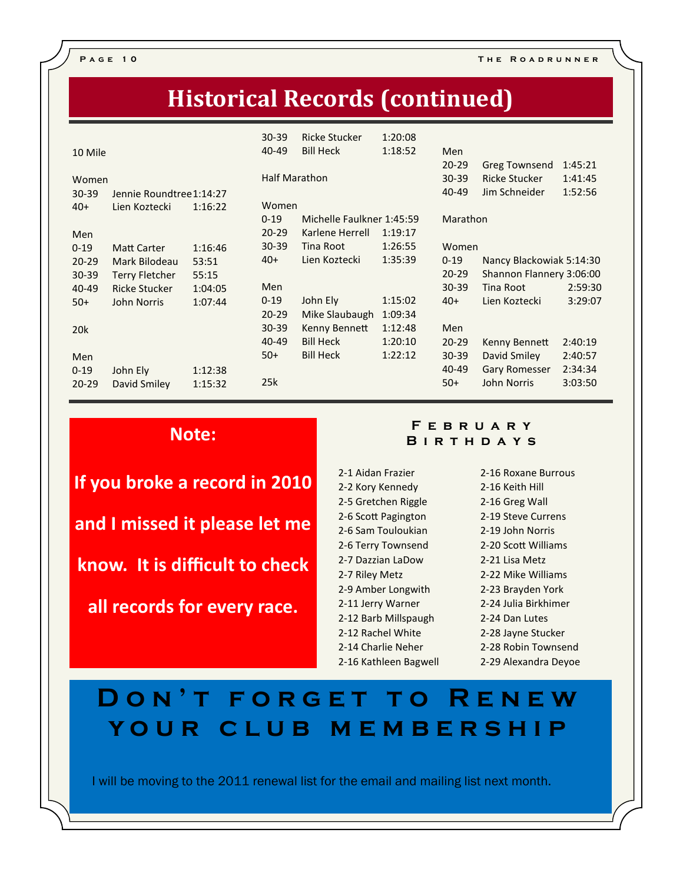# Historical Records (continued)

### 10 Mile

**Women**

| Age | Name | Time |
|---|---|---|
| 30-39 | Jennie Roundtree | 1:14:27 |
| 40+ | Lien Koztecki | 1:16:22 |

**Men**

| Age | Name | Time |
|---|---|---|
| 0-19 | Matt Carter | 1:16:46 |
| 20-29 | Mark Bilodeau | 53:51 |
| 30-39 | Terry Fletcher | 55:15 |
| 40-49 | Ricke Stucker | 1:04:05 |
| 50+ | John Norris | 1:07:44 |

### 20k

**Men**

| Age | Name | Time |
|---|---|---|
| 0-19 | John Ely | 1:12:38 |
| 20-29 | David Smiley | 1:15:32 |
| 30-39 | Ricke Stucker | 1:20:08 |
| 40-49 | Bill Heck | 1:18:52 |

### Half Marathon

**Women**

| Age | Name | Time |
|---|---|---|
| 0-19 | Michelle Faulkner | 1:45:59 |
| 20-29 | Karlene Herrell | 1:19:17 |
| 30-39 | Tina Root | 1:26:55 |
| 40+ | Lien Koztecki | 1:35:39 |

**Men**

| Age | Name | Time |
|---|---|---|
| 0-19 | John Ely | 1:15:02 |
| 20-29 | Mike Slaubaugh | 1:09:34 |
| 30-39 | Kenny Bennett | 1:12:48 |
| 40-49 | Bill Heck | 1:20:10 |
| 50+ | Bill Heck | 1:22:12 |

### 25k

**Men**

| Age | Name | Time |
|---|---|---|
| 20-29 | Greg Townsend | 1:45:21 |
| 30-39 | Ricke Stucker | 1:41:45 |
| 40-49 | Jim Schneider | 1:52:56 |

### Marathon

**Women**

| Age | Name | Time |
|---|---|---|
| 0-19 | Nancy Blackowiak | 5:14:30 |
| 20-29 | Shannon Flannery | 3:06:00 |
| 30-39 | Tina Root | 2:59:30 |
| 40+ | Lien Koztecki | 3:29:07 |

**Men**

| Age | Name | Time |
|---|---|---|
| 20-29 | Kenny Bennett | 2:40:19 |
| 30-39 | David Smiley | 2:40:57 |
| 40-49 | Gary Romesser | 2:34:34 |
| 50+ | John Norris | 3:03:50 |

## Note:

**If you broke a record in 2010 and I missed it please let me know. It is difficult to check all records for every race.**

## February Birthdays

- 2-1 Aidan Frazier
- 2-2 Kory Kennedy
- 2-5 Gretchen Riggle
- 2-6 Scott Pagington
- 2-6 Sam Touloukian
- 2-6 Terry Townsend
- 2-7 Dazzian LaDow
- 2-7 Riley Metz
- 2-9 Amber Longwith
- 2-11 Jerry Warner
- 2-12 Barb Millspaugh
- 2-12 Rachel White
- 2-14 Charlie Neher
- 2-16 Kathleen Bagwell
- 2-16 Roxane Burrous
- 2-16 Keith Hill
- 2-16 Greg Wall
- 2-19 Steve Currens
- 2-19 John Norris
- 2-20 Scott Williams
- 2-21 Lisa Metz
- 2-22 Mike Williams
- 2-23 Brayden York
- 2-24 Julia Birkhimer
- 2-24 Dan Lutes
- 2-28 Jayne Stucker
- 2-28 Robin Townsend
- 2-29 Alexandra Deyoe

## Don't forget to Renew your club membership

I will be moving to the 2011 renewal list for the email and mailing list next month.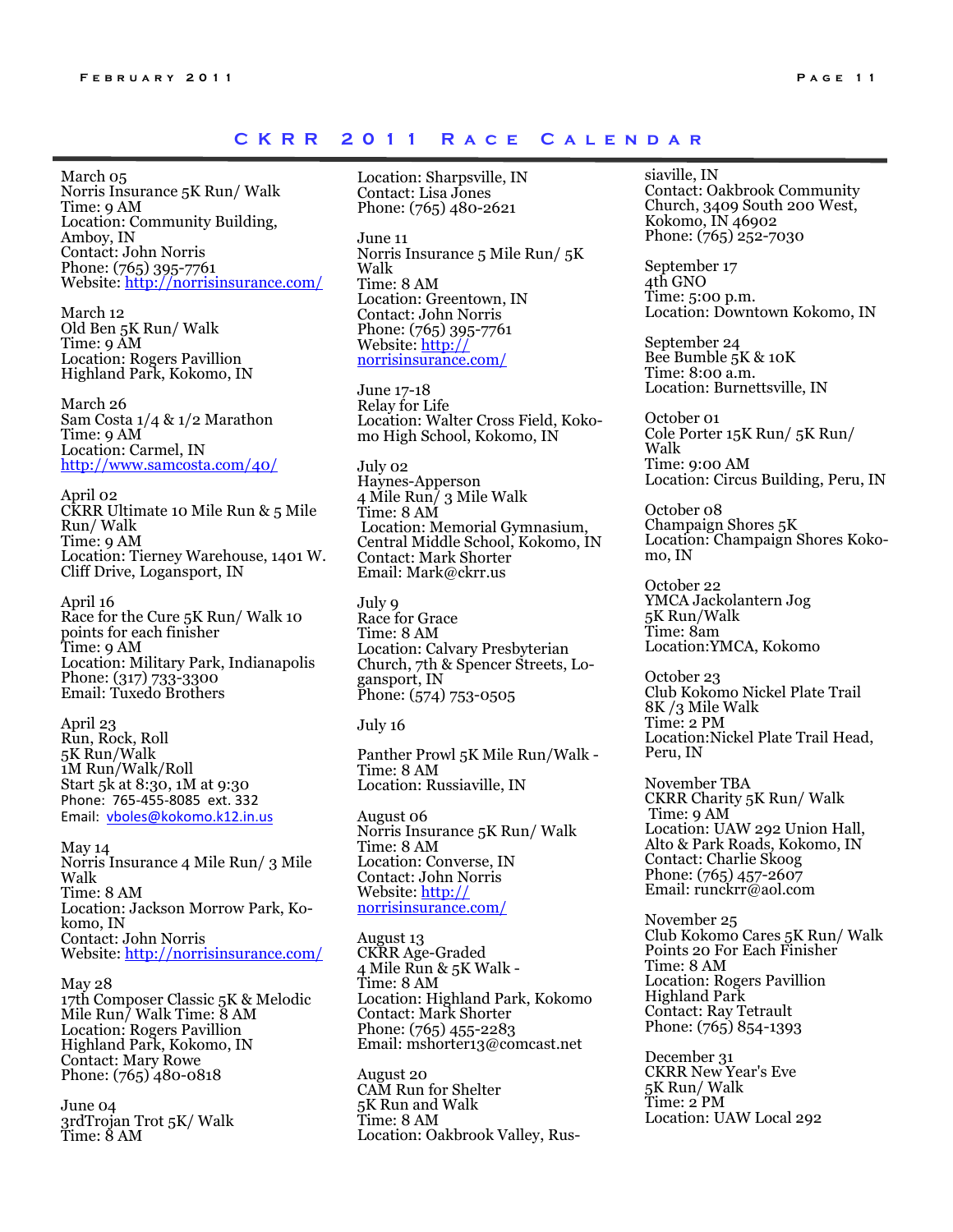## CKRR 2011 Race Calendar

March 05
Norris Insurance 5K Run/ Walk
Time: 9 AM
Location: Community Building, Amboy, IN
Contact: John Norris
Phone: (765) 395-7761
Website: http://norrisinsurance.com/

March 12
Old Ben 5K Run/ Walk
Time: 9 AM
Location: Rogers Pavillion Highland Park, Kokomo, IN

March 26
Sam Costa 1/4 & 1/2 Marathon
Time: 9 AM
Location: Carmel, IN
http://www.samcosta.com/40/

April 02
CKRR Ultimate 10 Mile Run & 5 Mile Run/ Walk
Time: 9 AM
Location: Tierney Warehouse, 1401 W. Cliff Drive, Logansport, IN

April 16
Race for the Cure 5K Run/ Walk 10 points for each finisher
Time: 9 AM
Location: Military Park, Indianapolis
Phone: (317) 733-3300
Email: Tuxedo Brothers

April 23
Run, Rock, Roll
5K Run/Walk
1M Run/Walk/Roll
Start 5k at 8:30, 1M at 9:30
Phone: 765-455-8085 ext. 332
Email: vboles@kokomo.k12.in.us

May 14
Norris Insurance 4 Mile Run/ 3 Mile Walk
Time: 8 AM
Location: Jackson Morrow Park, Kokomo, IN
Contact: John Norris
Website: http://norrisinsurance.com/

May 28
17th Composer Classic 5K & Melodic Mile Run/ Walk Time: 8 AM
Location: Rogers Pavillion Highland Park, Kokomo, IN
Contact: Mary Rowe
Phone: (765) 480-0818

June 04
3rdTrojan Trot 5K/ Walk
Time: 8 AM
Location: Sharpsville, IN
Contact: Lisa Jones
Phone: (765) 480-2621

June 11
Norris Insurance 5 Mile Run/ 5K Walk
Time: 8 AM
Location: Greentown, IN
Contact: John Norris
Phone: (765) 395-7761
Website: http://norrisinsurance.com/

June 17-18
Relay for Life
Location: Walter Cross Field, Kokomo High School, Kokomo, IN

July 02
Haynes-Apperson
4 Mile Run/ 3 Mile Walk
Time: 8 AM
Location: Memorial Gymnasium, Central Middle School, Kokomo, IN
Contact: Mark Shorter
Email: Mark@ckrr.us

July 9
Race for Grace
Time: 8 AM
Location: Calvary Presbyterian Church, 7th & Spencer Streets, Logansport, IN
Phone: (574) 753-0505

July 16

Panther Prowl 5K Mile Run/Walk -
Time: 8 AM
Location: Russiaville, IN

August 06
Norris Insurance 5K Run/ Walk
Time: 8 AM
Location: Converse, IN
Contact: John Norris
Website: http://norrisinsurance.com/

August 13
CKRR Age-Graded
4 Mile Run & 5K Walk -
Time: 8 AM
Location: Highland Park, Kokomo
Contact: Mark Shorter
Phone: (765) 455-2283
Email: mshorter13@comcast.net

August 20
CAM Run for Shelter
5K Run and Walk
Time: 8 AM
Location: Oakbrook Valley, Russiaville, IN
Contact: Oakbrook Community Church, 3409 South 200 West, Kokomo, IN 46902
Phone: (765) 252-7030

September 17
4th GNO
Time: 5:00 p.m.
Location: Downtown Kokomo, IN

September 24
Bee Bumble 5K & 10K
Time: 8:00 a.m.
Location: Burnettsville, IN

October 01
Cole Porter 15K Run/ 5K Run/ Walk
Time: 9:00 AM
Location: Circus Building, Peru, IN

October 08
Champaign Shores 5K
Location: Champaign Shores Kokomo, IN

October 22
YMCA Jackolantern Jog
5K Run/Walk
Time: 8am
Location:YMCA, Kokomo

October 23
Club Kokomo Nickel Plate Trail
8K /3 Mile Walk
Time: 2 PM
Location:Nickel Plate Trail Head, Peru, IN

November TBA
CKRR Charity 5K Run/ Walk
Time: 9 AM
Location: UAW 292 Union Hall, Alto & Park Roads, Kokomo, IN
Contact: Charlie Skoog
Phone: (765) 457-2607
Email: runckrr@aol.com

November 25
Club Kokomo Cares 5K Run/ Walk
Points 20 For Each Finisher
Time: 8 AM
Location: Rogers Pavillion Highland Park
Contact: Ray Tetrault
Phone: (765) 854-1393

December 31
CKRR New Year's Eve
5K Run/ Walk
Time: 2 PM
Location: UAW Local 292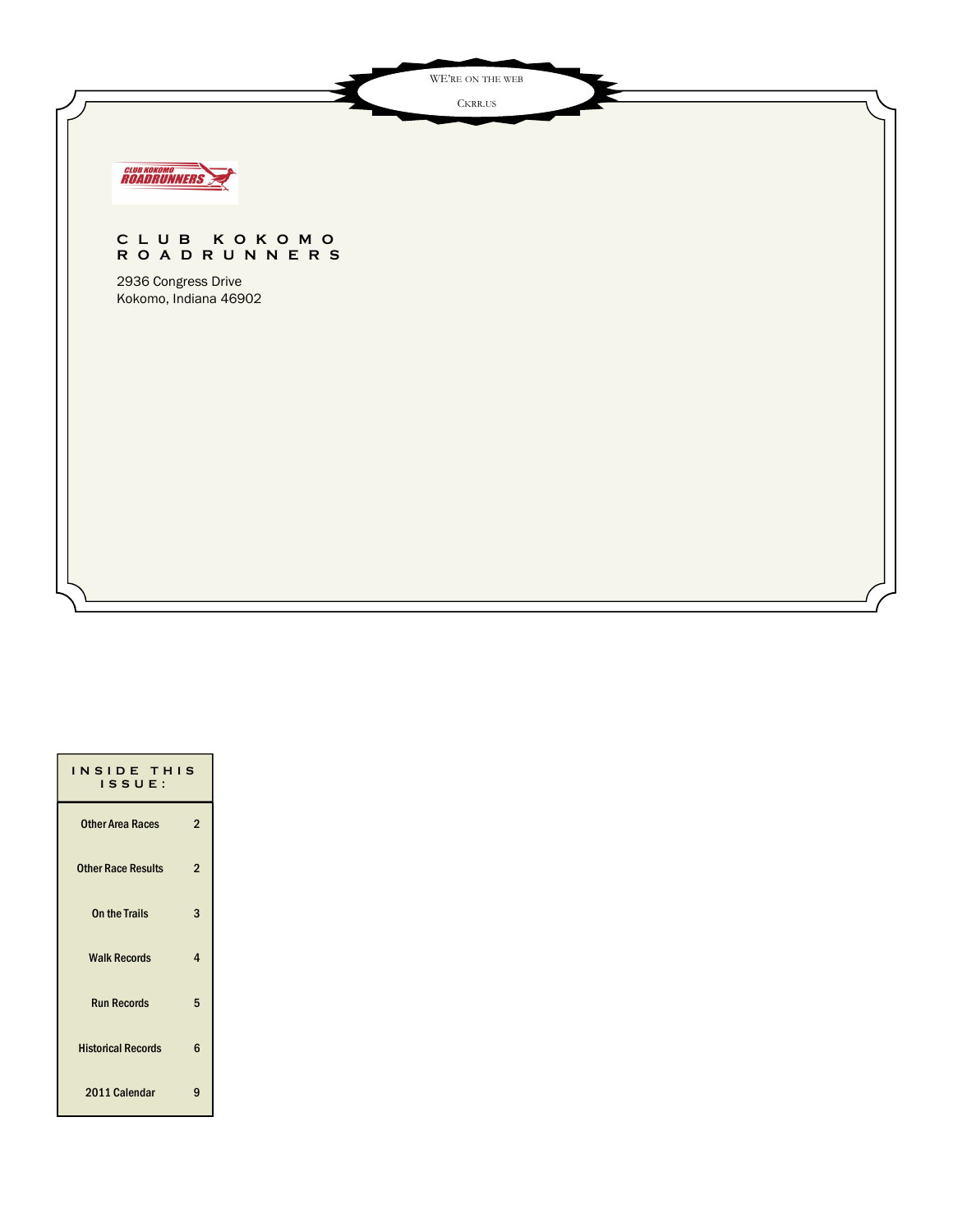WE'RE ON THE WEB

CKRR.US

**CLUB KOKOMO ROADRUNNERS**

2936 Congress Drive
Kokomo, Indiana 46902

| INSIDE THIS ISSUE: | |
|---|---|
| Other Area Races | 2 |
| Other Race Results | 2 |
| On the Trails | 3 |
| Walk Records | 4 |
| Run Records | 5 |
| Historical Records | 6 |
| 2011 Calendar | 9 |